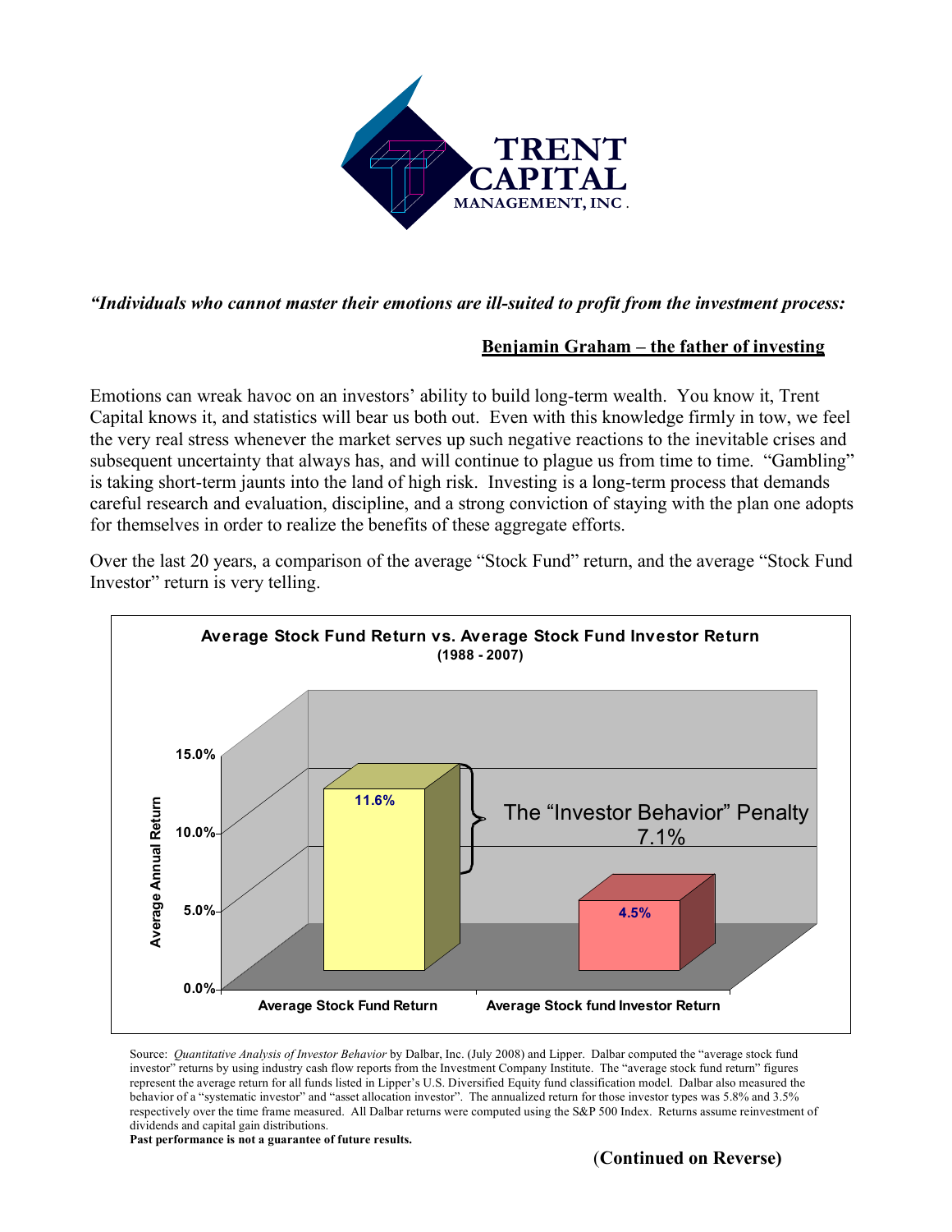# TRENT CAPITAL MANAGEMENT, INC.

*"Individuals who cannot master their emotions are ill-suited to profit from the investment process:*

**Benjamin Graham – the father of investing**

Emotions can wreak havoc on an investors' ability to build long-term wealth. You know it, Trent Capital knows it, and statistics will bear us both out. Even with this knowledge firmly in tow, we feel the very real stress whenever the market serves up such negative reactions to the inevitable crises and subsequent uncertainty that always has, and will continue to plague us from time to time. "Gambling" is taking short-term jaunts into the land of high risk. Investing is a long-term process that demands careful research and evaluation, discipline, and a strong conviction of staying with the plan one adopts for themselves in order to realize the benefits of these aggregate efforts.

Over the last 20 years, a comparison of the average "Stock Fund" return, and the average "Stock Fund Investor" return is very telling.

**Average Stock Fund Return vs. Average Stock Fund Investor Return**
**(1988 - 2007)**

| | Average Annual Return |
|---|---|
| Average Stock Fund Return | 11.6% |
| Average Stock fund Investor Return | 4.5% |

The "Investor Behavior" Penalty 7.1%

Source: *Quantitative Analysis of Investor Behavior* by Dalbar, Inc. (July 2008) and Lipper. Dalbar computed the "average stock fund investor" returns by using industry cash flow reports from the Investment Company Institute. The "average stock fund return" figures represent the average return for all funds listed in Lipper's U.S. Diversified Equity fund classification model. Dalbar also measured the behavior of a "systematic investor" and "asset allocation investor". The annualized return for those investor types was 5.8% and 3.5% respectively over the time frame measured. All Dalbar returns were computed using the S&P 500 Index. Returns assume reinvestment of dividends and capital gain distributions.

**Past performance is not a guarantee of future results.**

(**Continued on Reverse)**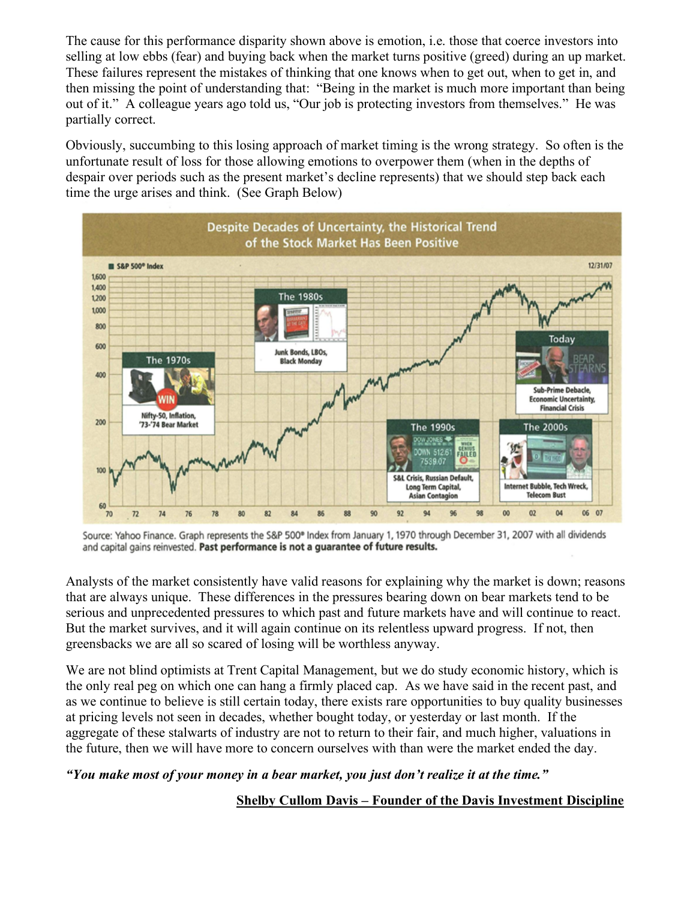The cause for this performance disparity shown above is emotion, i.e. those that coerce investors into selling at low ebbs (fear) and buying back when the market turns positive (greed) during an up market. These failures represent the mistakes of thinking that one knows when to get out, when to get in, and then missing the point of understanding that: "Being in the market is much more important than being out of it." A colleague years ago told us, "Our job is protecting investors from themselves." He was partially correct.

Obviously, succumbing to this losing approach of market timing is the wrong strategy. So often is the unfortunate result of loss for those allowing emotions to overpower them (when in the depths of despair over periods such as the present market's decline represents) that we should step back each time the urge arises and think. (See Graph Below)

Despite Decades of Uncertainty, the Historical Trend of the Stock Market Has Been Positive

S&P 500® Index

12/31/07

1,600
1,400
1,200
1,000
800
600
400
200
100
60

70 72 74 76 78 80 82 84 86 88 90 92 94 96 98 00 02 04 06 07

The 1970s
Nifty-50, Inflation, '73-'74 Bear Market

The 1980s
Junk Bonds, LBOs, Black Monday

The 1990s
S&L Crisis, Russian Default, Long Term Capital, Asian Contagion

The 2000s
Internet Bubble, Tech Wreck, Telecom Bust

Today
Sub-Prime Debacle, Economic Uncertainty, Financial Crisis

Source: Yahoo Finance. Graph represents the S&P 500® Index from January 1, 1970 through December 31, 2007 with all dividends and capital gains reinvested. **Past performance is not a guarantee of future results.**

Analysts of the market consistently have valid reasons for explaining why the market is down; reasons that are always unique. These differences in the pressures bearing down on bear markets tend to be serious and unprecedented pressures to which past and future markets have and will continue to react. But the market survives, and it will again continue on its relentless upward progress. If not, then greensbacks we are all so scared of losing will be worthless anyway.

We are not blind optimists at Trent Capital Management, but we do study economic history, which is the only real peg on which one can hang a firmly placed cap. As we have said in the recent past, and as we continue to believe is still certain today, there exists rare opportunities to buy quality businesses at pricing levels not seen in decades, whether bought today, or yesterday or last month. If the aggregate of these stalwarts of industry are not to return to their fair, and much higher, valuations in the future, then we will have more to concern ourselves with than were the market ended the day.

***"You make most of your money in a bear market, you just don't realize it at the time."***

**Shelby Cullom Davis – Founder of the Davis Investment Discipline**